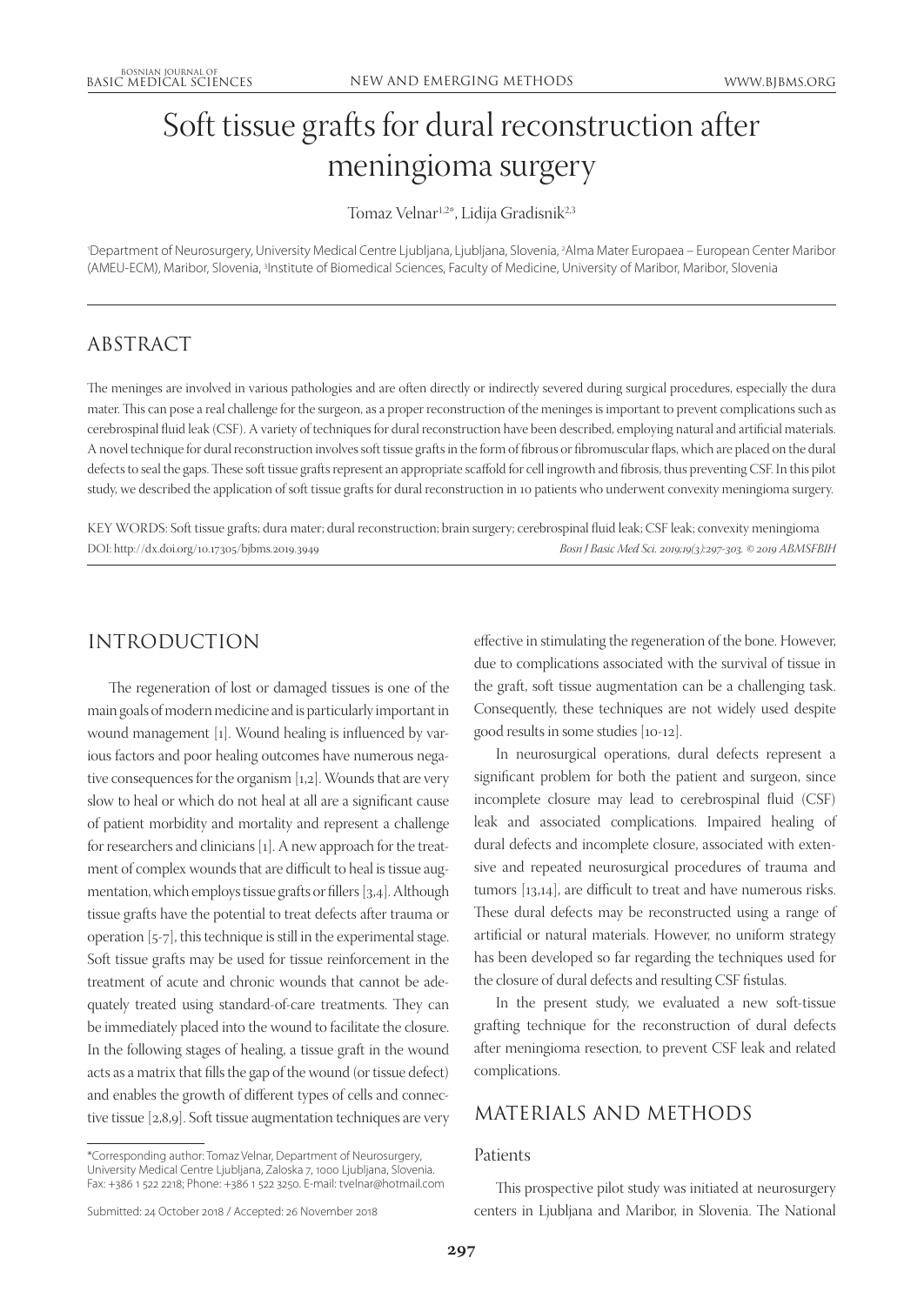# Soft tissue grafts for dural reconstruction after meningioma surgery

Tomaz Velnar[1,2]*, Lidija Gradisnik[2,3]

[1]Department of Neurosurgery, University Medical Centre Ljubljana, Ljubljana, Slovenia, [2]Alma Mater Europaea – European Center Maribor (AMEU-ECM), Maribor, Slovenia, [3]Institute of Biomedical Sciences, Faculty of Medicine, University of Maribor, Maribor, Slovenia

## ABSTRACT

The meninges are involved in various pathologies and are often directly or indirectly severed during surgical procedures, especially the dura mater. This can pose a real challenge for the surgeon, as a proper reconstruction of the meninges is important to prevent complications such as cerebrospinal fluid leak (CSF). A variety of techniques for dural reconstruction have been described, employing natural and artificial materials. A novel technique for dural reconstruction involves soft tissue grafts in the form of fibrous or fibromuscular flaps, which are placed on the dural defects to seal the gaps. These soft tissue grafts represent an appropriate scaffold for cell ingrowth and fibrosis, thus preventing CSF. In this pilot study, we described the application of soft tissue grafts for dural reconstruction in 10 patients who underwent convexity meningioma surgery.

KEY WORDS: Soft tissue grafts; dura mater; dural reconstruction; brain surgery; cerebrospinal fluid leak; CSF leak; convexity meningioma

DOI: http://dx.doi.org/10.17305/bjbms.2019.3949

*Bosn J Basic Med Sci. 2019;19(3):297-303. © 2019 ABMSFBIH*

## INTRODUCTION

The regeneration of lost or damaged tissues is one of the main goals of modern medicine and is particularly important in wound management [1]. Wound healing is influenced by various factors and poor healing outcomes have numerous negative consequences for the organism [1,2]. Wounds that are very slow to heal or which do not heal at all are a significant cause of patient morbidity and mortality and represent a challenge for researchers and clinicians [1]. A new approach for the treatment of complex wounds that are difficult to heal is tissue augmentation, which employs tissue grafts or fillers [3,4]. Although tissue grafts have the potential to treat defects after trauma or operation [5-7], this technique is still in the experimental stage. Soft tissue grafts may be used for tissue reinforcement in the treatment of acute and chronic wounds that cannot be adequately treated using standard-of-care treatments. They can be immediately placed into the wound to facilitate the closure. In the following stages of healing, a tissue graft in the wound acts as a matrix that fills the gap of the wound (or tissue defect) and enables the growth of different types of cells and connective tissue [2,8,9]. Soft tissue augmentation techniques are very effective in stimulating the regeneration of the bone. However, due to complications associated with the survival of tissue in the graft, soft tissue augmentation can be a challenging task. Consequently, these techniques are not widely used despite good results in some studies [10-12].

In neurosurgical operations, dural defects represent a significant problem for both the patient and surgeon, since incomplete closure may lead to cerebrospinal fluid (CSF) leak and associated complications. Impaired healing of dural defects and incomplete closure, associated with extensive and repeated neurosurgical procedures of trauma and tumors [13,14], are difficult to treat and have numerous risks. These dural defects may be reconstructed using a range of artificial or natural materials. However, no uniform strategy has been developed so far regarding the techniques used for the closure of dural defects and resulting CSF fistulas.

In the present study, we evaluated a new soft-tissue grafting technique for the reconstruction of dural defects after meningioma resection, to prevent CSF leak and related complications.

## MATERIALS AND METHODS

### Patients

This prospective pilot study was initiated at neurosurgery centers in Ljubljana and Maribor, in Slovenia. The National

*Corresponding author: Tomaz Velnar, Department of Neurosurgery, University Medical Centre Ljubljana, Zaloska 7, 1000 Ljubljana, Slovenia. Fax: +386 1 522 2218; Phone: +386 1 522 3250. E-mail: tvelnar@hotmail.com

Submitted: 24 October 2018 / Accepted: 26 November 2018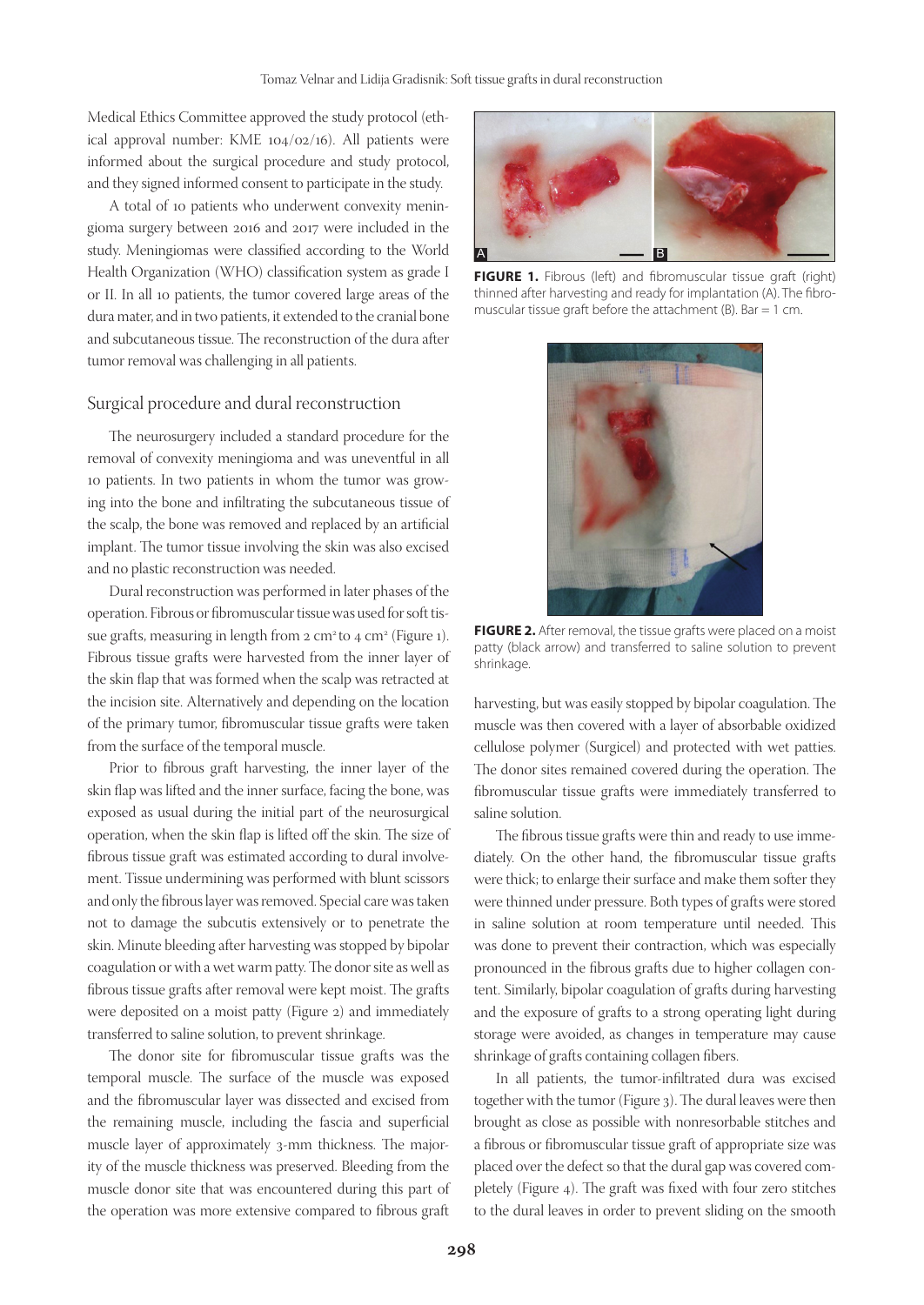Medical Ethics Committee approved the study protocol (ethical approval number: KME 104/02/16). All patients were informed about the surgical procedure and study protocol, and they signed informed consent to participate in the study.

A total of 10 patients who underwent convexity meningioma surgery between 2016 and 2017 were included in the study. Meningiomas were classified according to the World Health Organization (WHO) classification system as grade I or II. In all 10 patients, the tumor covered large areas of the dura mater, and in two patients, it extended to the cranial bone and subcutaneous tissue. The reconstruction of the dura after tumor removal was challenging in all patients.

## Surgical procedure and dural reconstruction

The neurosurgery included a standard procedure for the removal of convexity meningioma and was uneventful in all 10 patients. In two patients in whom the tumor was growing into the bone and infiltrating the subcutaneous tissue of the scalp, the bone was removed and replaced by an artificial implant. The tumor tissue involving the skin was also excised and no plastic reconstruction was needed.

Dural reconstruction was performed in later phases of the operation. Fibrous or fibromuscular tissue was used for soft tissue grafts, measuring in length from 2 cm² to 4 cm² (Figure 1). Fibrous tissue grafts were harvested from the inner layer of the skin flap that was formed when the scalp was retracted at the incision site. Alternatively and depending on the location of the primary tumor, fibromuscular tissue grafts were taken from the surface of the temporal muscle.

Prior to fibrous graft harvesting, the inner layer of the skin flap was lifted and the inner surface, facing the bone, was exposed as usual during the initial part of the neurosurgical operation, when the skin flap is lifted off the skin. The size of fibrous tissue graft was estimated according to dural involvement. Tissue undermining was performed with blunt scissors and only the fibrous layer was removed. Special care was taken not to damage the subcutis extensively or to penetrate the skin. Minute bleeding after harvesting was stopped by bipolar coagulation or with a wet warm patty. The donor site as well as fibrous tissue grafts after removal were kept moist. The grafts were deposited on a moist patty (Figure 2) and immediately transferred to saline solution, to prevent shrinkage.

The donor site for fibromuscular tissue grafts was the temporal muscle. The surface of the muscle was exposed and the fibromuscular layer was dissected and excised from the remaining muscle, including the fascia and superficial muscle layer of approximately 3-mm thickness. The majority of the muscle thickness was preserved. Bleeding from the muscle donor site that was encountered during this part of the operation was more extensive compared to fibrous graft harvesting, but was easily stopped by bipolar coagulation. The muscle was then covered with a layer of absorbable oxidized cellulose polymer (Surgicel) and protected with wet patties. The donor sites remained covered during the operation. The fibromuscular tissue grafts were immediately transferred to saline solution.

**FIGURE 1.** Fibrous (left) and fibromuscular tissue graft (right) thinned after harvesting and ready for implantation (A). The fibromuscular tissue graft before the attachment (B). Bar = 1 cm.

**FIGURE 2.** After removal, the tissue grafts were placed on a moist patty (black arrow) and transferred to saline solution to prevent shrinkage.

The fibrous tissue grafts were thin and ready to use immediately. On the other hand, the fibromuscular tissue grafts were thick; to enlarge their surface and make them softer they were thinned under pressure. Both types of grafts were stored in saline solution at room temperature until needed. This was done to prevent their contraction, which was especially pronounced in the fibrous grafts due to higher collagen content. Similarly, bipolar coagulation of grafts during harvesting and the exposure of grafts to a strong operating light during storage were avoided, as changes in temperature may cause shrinkage of grafts containing collagen fibers.

In all patients, the tumor-infiltrated dura was excised together with the tumor (Figure 3). The dural leaves were then brought as close as possible with nonresorbable stitches and a fibrous or fibromuscular tissue graft of appropriate size was placed over the defect so that the dural gap was covered completely (Figure 4). The graft was fixed with four zero stitches to the dural leaves in order to prevent sliding on the smooth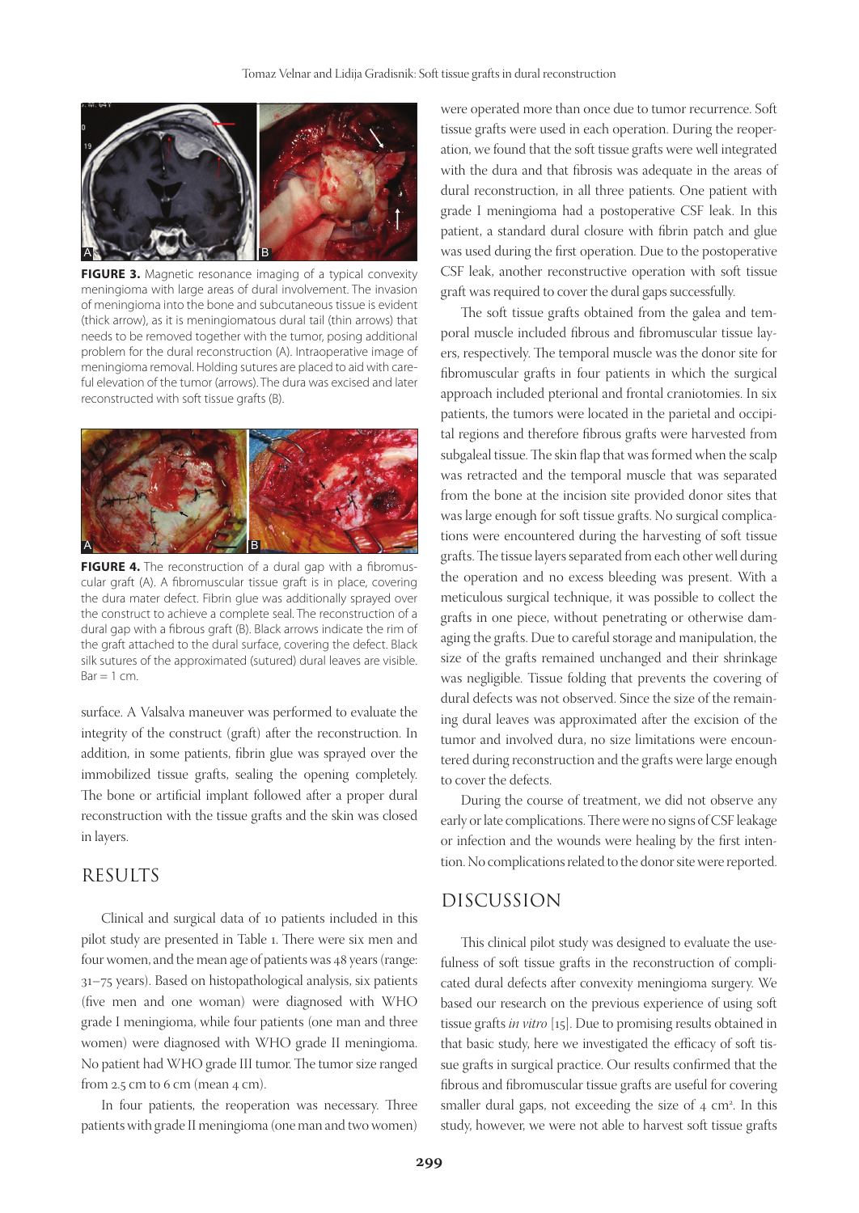**FIGURE 3.** Magnetic resonance imaging of a typical convexity meningioma with large areas of dural involvement. The invasion of meningioma into the bone and subcutaneous tissue is evident (thick arrow), as it is meningiomatous dural tail (thin arrows) that needs to be removed together with the tumor, posing additional problem for the dural reconstruction (A). Intraoperative image of meningioma removal. Holding sutures are placed to aid with careful elevation of the tumor (arrows). The dura was excised and later reconstructed with soft tissue grafts (B).

**FIGURE 4.** The reconstruction of a dural gap with a fibromuscular graft (A). A fibromuscular tissue graft is in place, covering the dura mater defect. Fibrin glue was additionally sprayed over the construct to achieve a complete seal. The reconstruction of a dural gap with a fibrous graft (B). Black arrows indicate the rim of the graft attached to the dural surface, covering the defect. Black silk sutures of the approximated (sutured) dural leaves are visible. Bar = 1 cm.

surface. A Valsalva maneuver was performed to evaluate the integrity of the construct (graft) after the reconstruction. In addition, in some patients, fibrin glue was sprayed over the immobilized tissue grafts, sealing the opening completely. The bone or artificial implant followed after a proper dural reconstruction with the tissue grafts and the skin was closed in layers.

## RESULTS

Clinical and surgical data of 10 patients included in this pilot study are presented in Table 1. There were six men and four women, and the mean age of patients was 48 years (range: 31–75 years). Based on histopathological analysis, six patients (five men and one woman) were diagnosed with WHO grade I meningioma, while four patients (one man and three women) were diagnosed with WHO grade II meningioma. No patient had WHO grade III tumor. The tumor size ranged from 2.5 cm to 6 cm (mean 4 cm).

In four patients, the reoperation was necessary. Three patients with grade II meningioma (one man and two women) were operated more than once due to tumor recurrence. Soft tissue grafts were used in each operation. During the reoperation, we found that the soft tissue grafts were well integrated with the dura and that fibrosis was adequate in the areas of dural reconstruction, in all three patients. One patient with grade I meningioma had a postoperative CSF leak. In this patient, a standard dural closure with fibrin patch and glue was used during the first operation. Due to the postoperative CSF leak, another reconstructive operation with soft tissue graft was required to cover the dural gaps successfully.

The soft tissue grafts obtained from the galea and temporal muscle included fibrous and fibromuscular tissue layers, respectively. The temporal muscle was the donor site for fibromuscular grafts in four patients in which the surgical approach included pterional and frontal craniotomies. In six patients, the tumors were located in the parietal and occipital regions and therefore fibrous grafts were harvested from subgaleal tissue. The skin flap that was formed when the scalp was retracted and the temporal muscle that was separated from the bone at the incision site provided donor sites that was large enough for soft tissue grafts. No surgical complications were encountered during the harvesting of soft tissue grafts. The tissue layers separated from each other well during the operation and no excess bleeding was present. With a meticulous surgical technique, it was possible to collect the grafts in one piece, without penetrating or otherwise damaging the grafts. Due to careful storage and manipulation, the size of the grafts remained unchanged and their shrinkage was negligible. Tissue folding that prevents the covering of dural defects was not observed. Since the size of the remaining dural leaves was approximated after the excision of the tumor and involved dura, no size limitations were encountered during reconstruction and the grafts were large enough to cover the defects.

During the course of treatment, we did not observe any early or late complications. There were no signs of CSF leakage or infection and the wounds were healing by the first intention. No complications related to the donor site were reported.

## DISCUSSION

This clinical pilot study was designed to evaluate the usefulness of soft tissue grafts in the reconstruction of complicated dural defects after convexity meningioma surgery. We based our research on the previous experience of using soft tissue grafts *in vitro* [15]. Due to promising results obtained in that basic study, here we investigated the efficacy of soft tissue grafts in surgical practice. Our results confirmed that the fibrous and fibromuscular tissue grafts are useful for covering smaller dural gaps, not exceeding the size of 4 cm$^2$. In this study, however, we were not able to harvest soft tissue grafts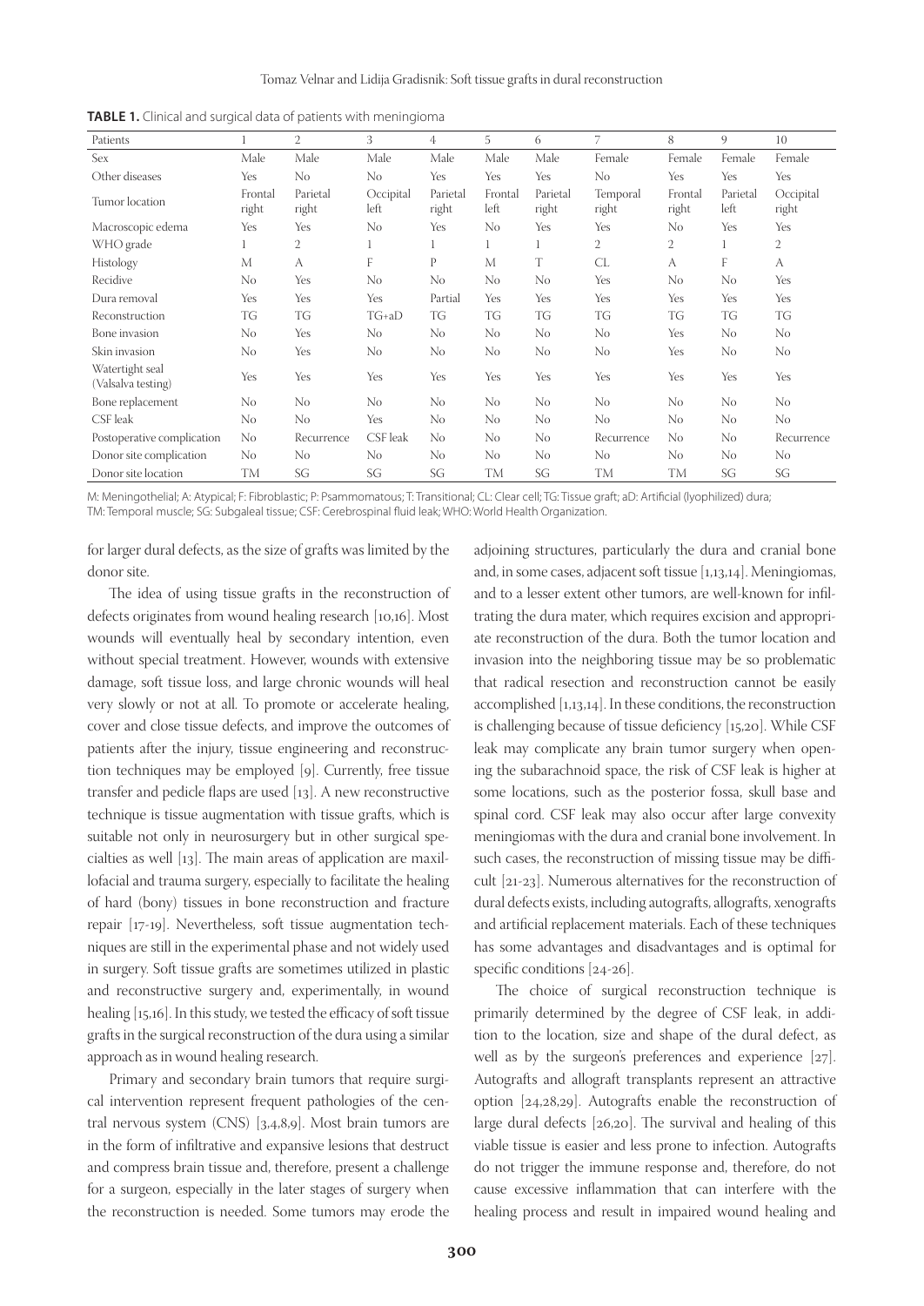**TABLE 1.** Clinical and surgical data of patients with meningioma

| Patients | 1 | 2 | 3 | 4 | 5 | 6 | 7 | 8 | 9 | 10 |
|---|---|---|---|---|---|---|---|---|---|---|
| Sex | Male | Male | Male | Male | Male | Male | Female | Female | Female | Female |
| Other diseases | Yes | No | No | Yes | Yes | Yes | No | Yes | Yes | Yes |
| Tumor location | Frontal right | Parietal right | Occipital left | Parietal right | Frontal left | Parietal right | Temporal right | Frontal right | Parietal left | Occipital right |
| Macroscopic edema | Yes | Yes | No | Yes | No | Yes | Yes | No | Yes | Yes |
| WHO grade | 1 | 2 | 1 | 1 | 1 | 1 | 2 | 2 | 1 | 2 |
| Histology | M | A | F | P | M | T | CL | A | F | A |
| Recidive | No | Yes | No | No | No | No | Yes | No | No | Yes |
| Dura removal | Yes | Yes | Yes | Partial | Yes | Yes | Yes | Yes | Yes | Yes |
| Reconstruction | TG | TG | TG+aD | TG | TG | TG | TG | TG | TG | TG |
| Bone invasion | No | Yes | No | No | No | No | No | Yes | No | No |
| Skin invasion | No | Yes | No | No | No | No | No | Yes | No | No |
| Watertight seal (Valsalva testing) | Yes | Yes | Yes | Yes | Yes | Yes | Yes | Yes | Yes | Yes |
| Bone replacement | No | No | No | No | No | No | No | No | No | No |
| CSF leak | No | No | Yes | No | No | No | No | No | No | No |
| Postoperative complication | No | Recurrence | CSF leak | No | No | No | Recurrence | No | No | Recurrence |
| Donor site complication | No | No | No | No | No | No | No | No | No | No |
| Donor site location | TM | SG | SG | SG | TM | SG | TM | TM | SG | SG |

M: Meningothelial; A: Atypical; F: Fibroblastic; P: Psammomatous; T: Transitional; CL: Clear cell; TG: Tissue graft; aD: Artificial (lyophilized) dura; TM: Temporal muscle; SG: Subgaleal tissue; CSF: Cerebrospinal fluid leak; WHO: World Health Organization.

for larger dural defects, as the size of grafts was limited by the donor site.

The idea of using tissue grafts in the reconstruction of defects originates from wound healing research [10,16]. Most wounds will eventually heal by secondary intention, even without special treatment. However, wounds with extensive damage, soft tissue loss, and large chronic wounds will heal very slowly or not at all. To promote or accelerate healing, cover and close tissue defects, and improve the outcomes of patients after the injury, tissue engineering and reconstruction techniques may be employed [9]. Currently, free tissue transfer and pedicle flaps are used [13]. A new reconstructive technique is tissue augmentation with tissue grafts, which is suitable not only in neurosurgery but in other surgical specialties as well [13]. The main areas of application are maxillofacial and trauma surgery, especially to facilitate the healing of hard (bony) tissues in bone reconstruction and fracture repair [17-19]. Nevertheless, soft tissue augmentation techniques are still in the experimental phase and not widely used in surgery. Soft tissue grafts are sometimes utilized in plastic and reconstructive surgery and, experimentally, in wound healing [15,16]. In this study, we tested the efficacy of soft tissue grafts in the surgical reconstruction of the dura using a similar approach as in wound healing research.

Primary and secondary brain tumors that require surgical intervention represent frequent pathologies of the central nervous system (CNS) [3,4,8,9]. Most brain tumors are in the form of infiltrative and expansive lesions that destruct and compress brain tissue and, therefore, present a challenge for a surgeon, especially in the later stages of surgery when the reconstruction is needed. Some tumors may erode the adjoining structures, particularly the dura and cranial bone and, in some cases, adjacent soft tissue [1,13,14]. Meningiomas, and to a lesser extent other tumors, are well-known for infiltrating the dura mater, which requires excision and appropriate reconstruction of the dura. Both the tumor location and invasion into the neighboring tissue may be so problematic that radical resection and reconstruction cannot be easily accomplished [1,13,14]. In these conditions, the reconstruction is challenging because of tissue deficiency [15,20]. While CSF leak may complicate any brain tumor surgery when opening the subarachnoid space, the risk of CSF leak is higher at some locations, such as the posterior fossa, skull base and spinal cord. CSF leak may also occur after large convexity meningiomas with the dura and cranial bone involvement. In such cases, the reconstruction of missing tissue may be difficult [21-23]. Numerous alternatives for the reconstruction of dural defects exists, including autografts, allografts, xenografts and artificial replacement materials. Each of these techniques has some advantages and disadvantages and is optimal for specific conditions [24-26].

The choice of surgical reconstruction technique is primarily determined by the degree of CSF leak, in addition to the location, size and shape of the dural defect, as well as by the surgeon's preferences and experience [27]. Autografts and allograft transplants represent an attractive option [24,28,29]. Autografts enable the reconstruction of large dural defects [26,20]. The survival and healing of this viable tissue is easier and less prone to infection. Autografts do not trigger the immune response and, therefore, do not cause excessive inflammation that can interfere with the healing process and result in impaired wound healing and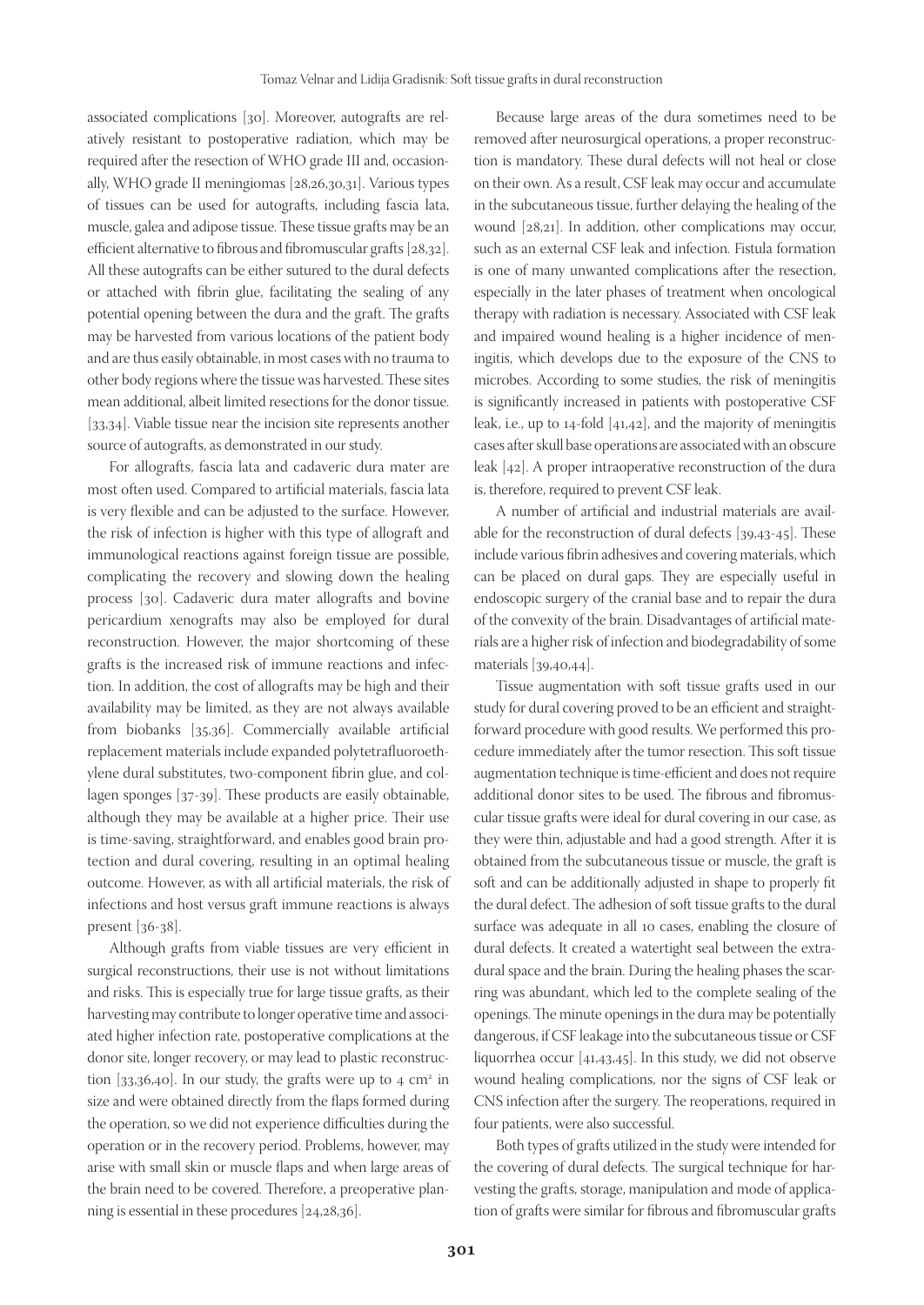associated complications [30]. Moreover, autografts are relatively resistant to postoperative radiation, which may be required after the resection of WHO grade III and, occasionally, WHO grade II meningiomas [28,26,30,31]. Various types of tissues can be used for autografts, including fascia lata, muscle, galea and adipose tissue. These tissue grafts may be an efficient alternative to fibrous and fibromuscular grafts [28,32]. All these autografts can be either sutured to the dural defects or attached with fibrin glue, facilitating the sealing of any potential opening between the dura and the graft. The grafts may be harvested from various locations of the patient body and are thus easily obtainable, in most cases with no trauma to other body regions where the tissue was harvested. These sites mean additional, albeit limited resections for the donor tissue. [33,34]. Viable tissue near the incision site represents another source of autografts, as demonstrated in our study.

For allografts, fascia lata and cadaveric dura mater are most often used. Compared to artificial materials, fascia lata is very flexible and can be adjusted to the surface. However, the risk of infection is higher with this type of allograft and immunological reactions against foreign tissue are possible, complicating the recovery and slowing down the healing process [30]. Cadaveric dura mater allografts and bovine pericardium xenografts may also be employed for dural reconstruction. However, the major shortcoming of these grafts is the increased risk of immune reactions and infection. In addition, the cost of allografts may be high and their availability may be limited, as they are not always available from biobanks [35,36]. Commercially available artificial replacement materials include expanded polytetrafluoroethylene dural substitutes, two-component fibrin glue, and collagen sponges [37-39]. These products are easily obtainable, although they may be available at a higher price. Their use is time-saving, straightforward, and enables good brain protection and dural covering, resulting in an optimal healing outcome. However, as with all artificial materials, the risk of infections and host versus graft immune reactions is always present [36-38].

Although grafts from viable tissues are very efficient in surgical reconstructions, their use is not without limitations and risks. This is especially true for large tissue grafts, as their harvesting may contribute to longer operative time and associated higher infection rate, postoperative complications at the donor site, longer recovery, or may lead to plastic reconstruction [33,36,40]. In our study, the grafts were up to 4 $cm^2$ in size and were obtained directly from the flaps formed during the operation, so we did not experience difficulties during the operation or in the recovery period. Problems, however, may arise with small skin or muscle flaps and when large areas of the brain need to be covered. Therefore, a preoperative planning is essential in these procedures [24,28,36].

Because large areas of the dura sometimes need to be removed after neurosurgical operations, a proper reconstruction is mandatory. These dural defects will not heal or close on their own. As a result, CSF leak may occur and accumulate in the subcutaneous tissue, further delaying the healing of the wound [28,21]. In addition, other complications may occur, such as an external CSF leak and infection. Fistula formation is one of many unwanted complications after the resection, especially in the later phases of treatment when oncological therapy with radiation is necessary. Associated with CSF leak and impaired wound healing is a higher incidence of meningitis, which develops due to the exposure of the CNS to microbes. According to some studies, the risk of meningitis is significantly increased in patients with postoperative CSF leak, i.e., up to 14-fold [41,42], and the majority of meningitis cases after skull base operations are associated with an obscure leak [42]. A proper intraoperative reconstruction of the dura is, therefore, required to prevent CSF leak.

A number of artificial and industrial materials are available for the reconstruction of dural defects [39,43-45]. These include various fibrin adhesives and covering materials, which can be placed on dural gaps. They are especially useful in endoscopic surgery of the cranial base and to repair the dura of the convexity of the brain. Disadvantages of artificial materials are a higher risk of infection and biodegradability of some materials [39,40,44].

Tissue augmentation with soft tissue grafts used in our study for dural covering proved to be an efficient and straightforward procedure with good results. We performed this procedure immediately after the tumor resection. This soft tissue augmentation technique is time-efficient and does not require additional donor sites to be used. The fibrous and fibromuscular tissue grafts were ideal for dural covering in our case, as they were thin, adjustable and had a good strength. After it is obtained from the subcutaneous tissue or muscle, the graft is soft and can be additionally adjusted in shape to properly fit the dural defect. The adhesion of soft tissue grafts to the dural surface was adequate in all 10 cases, enabling the closure of dural defects. It created a watertight seal between the extradural space and the brain. During the healing phases the scarring was abundant, which led to the complete sealing of the openings. The minute openings in the dura may be potentially dangerous, if CSF leakage into the subcutaneous tissue or CSF liquorrhea occur [41,43,45]. In this study, we did not observe wound healing complications, nor the signs of CSF leak or CNS infection after the surgery. The reoperations, required in four patients, were also successful.

Both types of grafts utilized in the study were intended for the covering of dural defects. The surgical technique for harvesting the grafts, storage, manipulation and mode of application of grafts were similar for fibrous and fibromuscular grafts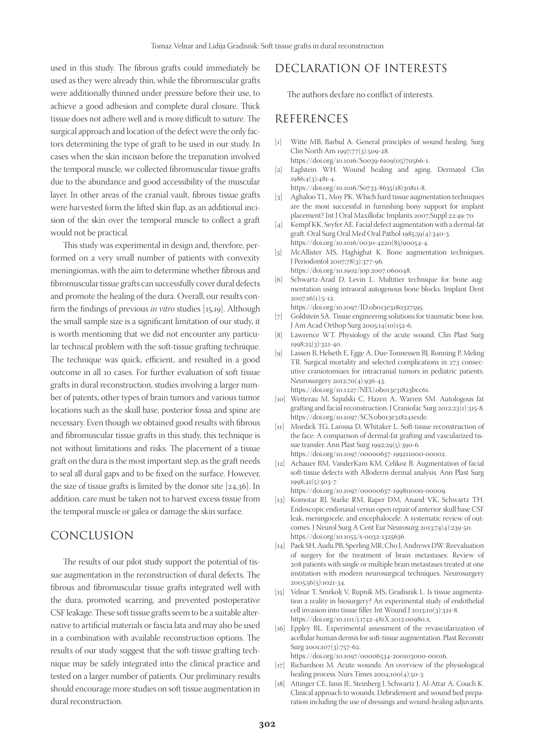used in this study. The fibrous grafts could immediately be used as they were already thin, while the fibromuscular grafts were additionally thinned under pressure before their use, to achieve a good adhesion and complete dural closure. Thick tissue does not adhere well and is more difficult to suture. The surgical approach and location of the defect were the only factors determining the type of graft to be used in our study. In cases when the skin incision before the trepanation involved the temporal muscle, we collected fibromuscular tissue grafts due to the abundance and good accessibility of the muscular layer. In other areas of the cranial vault, fibrous tissue grafts were harvested form the lifted skin flap, as an additional incision of the skin over the temporal muscle to collect a graft would not be practical.

This study was experimental in design and, therefore, performed on a very small number of patients with convexity meningiomas, with the aim to determine whether fibrous and fibromuscular tissue grafts can successfully cover dural defects and promote the healing of the dura. Overall, our results confirm the findings of previous *in vitro* studies [15,19]. Although the small sample size is a significant limitation of our study, it is worth mentioning that we did not encounter any particular technical problem with the soft-tissue grafting technique. The technique was quick, efficient, and resulted in a good outcome in all 10 cases. For further evaluation of soft tissue grafts in dural reconstruction, studies involving a larger number of patents, other types of brain tumors and various tumor locations such as the skull base, posterior fossa and spine are necessary. Even though we obtained good results with fibrous and fibromuscular tissue grafts in this study, this technique is not without limitations and risks. The placement of a tissue graft on the dura is the most important step, as the graft needs to seal all dural gaps and to be fixed on the surface. However, the size of tissue grafts is limited by the donor site [24,36]. In addition, care must be taken not to harvest excess tissue from the temporal muscle or galea or damage the skin surface.

## CONCLUSION

The results of our pilot study support the potential of tissue augmentation in the reconstruction of dural defects. The fibrous and fibromuscular tissue grafts integrated well with the dura, promoted scarring, and prevented postoperative CSF leakage. These soft tissue grafts seem to be a suitable alternative to artificial materials or fascia lata and may also be used in a combination with available reconstruction options. The results of our study suggest that the soft-tissue grafting technique may be safely integrated into the clinical practice and tested on a larger number of patients. Our preliminary results should encourage more studies on soft tissue augmentation in dural reconstruction.

## DECLARATION OF INTERESTS

The authors declare no conflict of interests.

## REFERENCES

[1] Witte MB, Barbul A. General principles of wound healing. Surg Clin North Am 1997;77(3):509-28. https://doi.org/10.1016/S0039-6109(05)70566-1.

[2] Eaglstein WH. Wound healing and aging. Dermatol Clin 1986;4(3):481-4. https://doi.org/10.1016/S0733-8635(18)30811-8.

[3] Aghaloo TL, Moy PK. Which hard tissue augmentation techniques are the most successful in furnishing bony support for implant placement? Int J Oral Maxillofac Implants 2007;Suppl 22:49-70.

[4] Kempf KK, Seyfer AE. Facial defect augmentation with a dermal-fat graft. Oral Surg Oral Med Oral Pathol 1985;59(4):340-3. https://doi.org/10.1016/0030-4220(85)90054-4.

[5] McAllister MS, Haghighat K. Bone augmentation techniques. J Periodontol 2007;78(3):377-96. https://doi.org/10.1902/jop.2007.060048.

[6] Schwartz-Arad D, Levin L. Multitier technique for bone augmentation using intraoral autogenous bone blocks. Implant Dent 2007;16(1):5-12. https://doi.org/10.1097/ID.0b013e3180327595.

[7] Goldstein SA. Tissue engineering solutions for traumatic bone loss. J Am Acad Orthop Surg 2005;14(10)152-6.

[8] Lawrence WT. Physiology of the acute wound. Clin Plast Surg 1998;25(3):321-40.

[9] Lassen B, Helseth E, Egge A, Due-Tonnessen BJ, Ronning P, Meling TR. Surgical mortality and selected complications in 273 consecutive craniotomiaes for intracranial tumors in pediatric patients. Neurosurgery 2012;70(4):936-43. https://doi.org/10.1227/NEU.0b013e31823bcc61.

[10] Wetterau M, Szpalski C, Hazen A, Warren SM. Autologous fat grafting and facial reconstruction. J Craniofac Surg 2012;23(1):315-8. https://doi.org/10.1097/SCS.0b013e318241e1de.

[11] Mordick TG, Larossa D, Whitaker L. Soft-tissue reconstruction of the face: A comparison of dermal-fat grafting and vascularized tissue transfer. Ann Plast Surg 1992;29(5):390-6. https://doi.org/10.1097/00000637-199211000-00002.

[12] Achauer BM, VanderKam KM, Celikoz B. Augmentation of facial soft-tissue defects with Alloderm dermal analysis. Ann Plast Surg 1998;41(5):503-7. https://doi.org/10.1097/00000637-199811000-00009.

[13] Komotar RJ, Starke RM, Raper DM, Anand VK, Schwartz TH. Endoscopic endonasal versus open repair of anterior skull base CSF leak, meningocele, and encephalocele: A systematic review of outcomes. J Neurol Surg A Cent Eur Neurosurg 2013;74(4):239-50. https://doi.org/10.1055/s-0032-1325636.

[14] Paek SH, Audu PB, Sperling MR, Cho J, Andrews DW. Reevaluation of surgery for the treatment of brain metastases: Review of 208 patients with single or multiple brain metastases treated at one institution with modern neurosurgical techniques. Neurosurgery 2005;56(5):1021-34.

[15] Velnar T, Smrkolj V, Rupnik MS, Gradisnik L. Is tissue augmentation a reality in biosurgery? An experimental study of endothelial cell invasion into tissue filler. Int Wound J 2013;10(3):321-8. https://doi.org/10.1111/j.1742-481X.2012.00980.x.

[16] Eppley BL. Experimental assessment of the revascularization of acellular human dermis for soft-tissue augmentation. Plast Reconstr Surg 2001;107(3):757-62. https://doi.org/10.1097/00006534-200103000-00016.

[17] Richardson M. Acute wounds: An overview of the physiological healing process. Nurs Times 2004;100(4):50-3.

[18] Attinger CE, Janis JE, Steinberg J, Schwartz J, Al-Attar A, Couch K. Clinical approach to wounds: Debridement and wound bed preparation including the use of dressings and wound-healing adjuvants.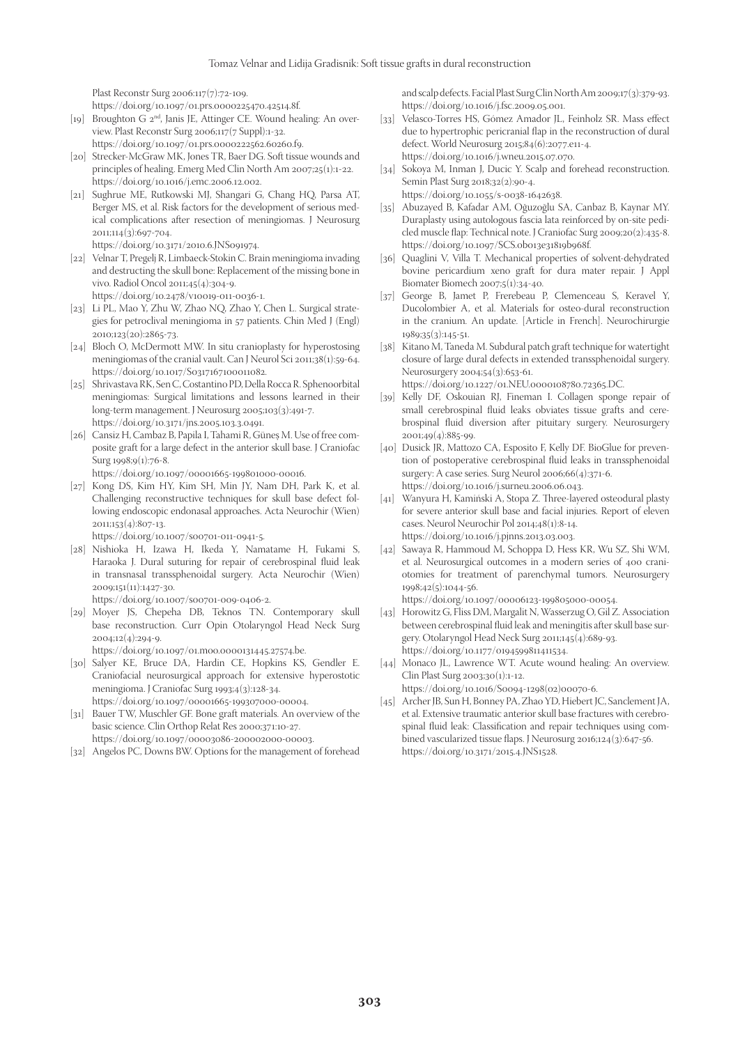Plast Reconstr Surg 2006;117(7):72-109.
https://doi.org/10.1097/01.prs.0000225470.42514.8f.

[19] Broughton G 2nd, Janis JE, Attinger CE. Wound healing: An overview. Plast Reconstr Surg 2006;117(7 Suppl):1-32.
https://doi.org/10.1097/01.prs.0000222562.60260.f9.

[20] Strecker-McGraw MK, Jones TR, Baer DG. Soft tissue wounds and principles of healing. Emerg Med Clin North Am 2007;25(1):1-22.
https://doi.org/10.1016/j.emc.2006.12.002.

[21] Sughrue ME, Rutkowski MJ, Shangari G, Chang HQ, Parsa AT, Berger MS, et al. Risk factors for the development of serious medical complications after resection of meningiomas. J Neurosurg 2011;114(3):697-704.
https://doi.org/10.3171/2010.6.JNS091974.

[22] Velnar T, Pregelj R, Limbaeck-Stokin C. Brain meningioma invading and destructing the skull bone: Replacement of the missing bone in vivo. Radiol Oncol 2011;45(4):304-9.
https://doi.org/10.2478/v10019-011-0036-1.

[23] Li PL, Mao Y, Zhu W, Zhao NQ, Zhao Y, Chen L. Surgical strategies for petroclival meningioma in 57 patients. Chin Med J (Engl) 2010;123(20):2865-73.

[24] Bloch O, McDermott MW. In situ cranioplasty for hyperostosing meningiomas of the cranial vault. Can J Neurol Sci 2011;38(1):59-64.
https://doi.org/10.1017/S0317167100011082.

[25] Shrivastava RK, Sen C, Costantino PD, Della Rocca R. Sphenoorbital meningiomas: Surgical limitations and lessons learned in their long-term management. J Neurosurg 2005;103(3):491-7.
https://doi.org/10.3171/jns.2005.103.3.0491.

[26] Cansiz H, Cambaz B, Papila I, Tahami R, Güneş M. Use of free composite graft for a large defect in the anterior skull base. J Craniofac Surg 1998;9(1):76-8.
https://doi.org/10.1097/00001665-199801000-00016.

[27] Kong DS, Kim HY, Kim SH, Min JY, Nam DH, Park K, et al. Challenging reconstructive techniques for skull base defect following endoscopic endonasal approaches. Acta Neurochir (Wien) 2011;153(4):807-13.
https://doi.org/10.1007/s00701-011-0941-5.

[28] Nishioka H, Izawa H, Ikeda Y, Namatame H, Fukami S, Haraoka J. Dural suturing for repair of cerebrospinal fluid leak in transnasal transsphenoidal surgery. Acta Neurochir (Wien) 2009;151(11):1427-30.
https://doi.org/10.1007/s00701-009-0406-2.

[29] Moyer JS, Chepeha DB, Teknos TN. Contemporary skull base reconstruction. Curr Opin Otolaryngol Head Neck Surg 2004;12(4):294-9.
https://doi.org/10.1097/01.moo.0000131445.27574.be.

[30] Salyer KE, Bruce DA, Hardin CE, Hopkins KS, Gendler E. Craniofacial neurosurgical approach for extensive hyperostotic meningioma. J Craniofac Surg 1993;4(3):128-34.
https://doi.org/10.1097/00001665-199307000-00004.

[31] Bauer TW, Muschler GF. Bone graft materials. An overview of the basic science. Clin Orthop Relat Res 2000;371:10-27.
https://doi.org/10.1097/00003086-200002000-00003.

[32] Angelos PC, Downs BW. Options for the management of forehead and scalp defects. Facial Plast Surg Clin North Am 2009;17(3):379-93.
https://doi.org/10.1016/j.fsc.2009.05.001.

[33] Velasco-Torres HS, Gómez Amador JL, Feinholz SR. Mass effect due to hypertrophic pericranial flap in the reconstruction of dural defect. World Neurosurg 2015;84(6):2077.e11-4.
https://doi.org/10.1016/j.wneu.2015.07.070.

[34] Sokoya M, Inman J, Ducic Y. Scalp and forehead reconstruction. Semin Plast Surg 2018;32(2):90-4.
https://doi.org/10.1055/s-0038-1642638.

[35] Abuzayed B, Kafadar AM, Oğuzoğlu SA, Canbaz B, Kaynar MY. Duraplasty using autologous fascia lata reinforced by on-site pedicled muscle flap: Technical note. J Craniofac Surg 2009;20(2):435-8.
https://doi.org/10.1097/SCS.0b013e31819b968f.

[36] Quaglini V, Villa T. Mechanical properties of solvent-dehydrated bovine pericardium xeno graft for dura mater repair. J Appl Biomater Biomech 2007;5(1):34-40.

[37] George B, Jamet P, Frerebeau P, Clemenceau S, Keravel Y, Ducolombier A, et al. Materials for osteo-dural reconstruction in the cranium. An update. [Article in French]. Neurochirurgie 1989;35(3):145-51.

[38] Kitano M, Taneda M. Subdural patch graft technique for watertight closure of large dural defects in extended transsphenoidal surgery. Neurosurgery 2004;54(3):653-61.
https://doi.org/10.1227/01.NEU.0000108780.72365.DC.

[39] Kelly DF, Oskouian RJ, Fineman I. Collagen sponge repair of small cerebrospinal fluid leaks obviates tissue grafts and cerebrospinal fluid diversion after pituitary surgery. Neurosurgery 2001;49(4):885-99.

[40] Dusick JR, Mattozo CA, Esposito F, Kelly DF. BioGlue for prevention of postoperative cerebrospinal fluid leaks in transsphenoidal surgery: A case series. Surg Neurol 2006;66(4):371-6.
https://doi.org/10.1016/j.surneu.2006.06.043.

[41] Wanyura H, Kamiński A, Stopa Z. Three-layered osteodural plasty for severe anterior skull base and facial injuries. Report of eleven cases. Neurol Neurochir Pol 2014;48(1):8-14.
https://doi.org/10.1016/j.pjnns.2013.03.003.

[42] Sawaya R, Hammoud M, Schoppa D, Hess KR, Wu SZ, Shi WM, et al. Neurosurgical outcomes in a modern series of 400 craniotomies for treatment of parenchymal tumors. Neurosurgery 1998;42(5):1044-56.
https://doi.org/10.1097/00006123-199805000-00054.

[43] Horowitz G, Fliss DM, Margalit N, Wasserzug O, Gil Z. Association between cerebrospinal fluid leak and meningitis after skull base surgery. Otolaryngol Head Neck Surg 2011;145(4):689-93.
https://doi.org/10.1177/0194599811411534.

[44] Monaco JL, Lawrence WT. Acute wound healing: An overview. Clin Plast Surg 2003;30(1):1-12.
https://doi.org/10.1016/S0094-1298(02)00070-6.

[45] Archer JB, Sun H, Bonney PA, Zhao YD, Hiebert JC, Sanclement JA, et al. Extensive traumatic anterior skull base fractures with cerebrospinal fluid leak: Classification and repair techniques using combined vascularized tissue flaps. J Neurosurg 2016;124(3):647-56.
https://doi.org/10.3171/2015.4.JNS1528.